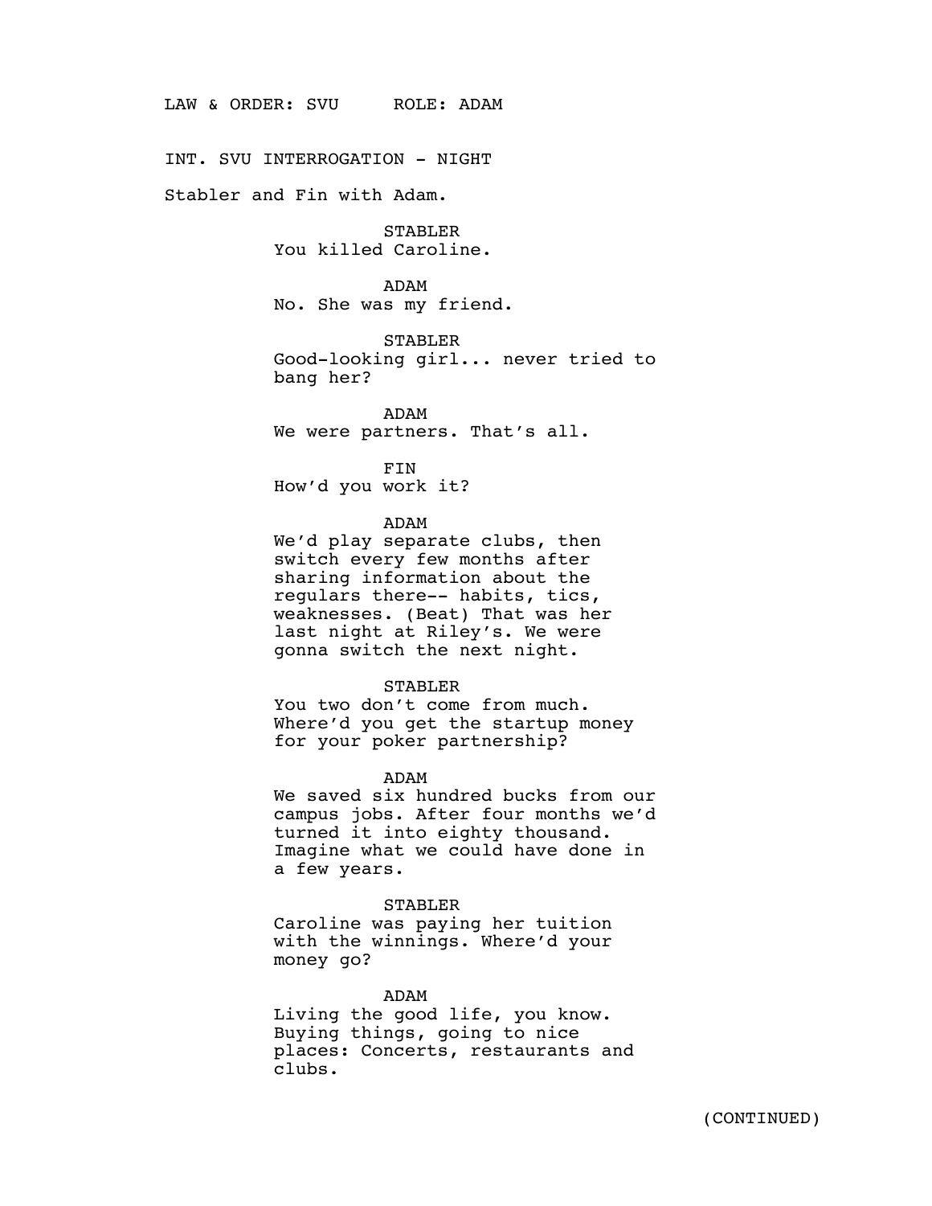LAW & ORDER: SVU     ROLE: ADAM

INT. SVU INTERROGATION - NIGHT

Stabler and Fin with Adam.

STABLER
You killed Caroline.

ADAM
No. She was my friend.

STABLER
Good-looking girl... never tried to bang her?

ADAM
We were partners. That's all.

FIN
How'd you work it?

ADAM
We'd play separate clubs, then switch every few months after sharing information about the regulars there-- habits, tics, weaknesses. (Beat) That was her last night at Riley's. We were gonna switch the next night.

STABLER
You two don't come from much. Where'd you get the startup money for your poker partnership?

ADAM
We saved six hundred bucks from our campus jobs. After four months we'd turned it into eighty thousand. Imagine what we could have done in a few years.

STABLER
Caroline was paying her tuition with the winnings. Where'd your money go?

ADAM
Living the good life, you know. Buying things, going to nice places: Concerts, restaurants and clubs.

(CONTINUED)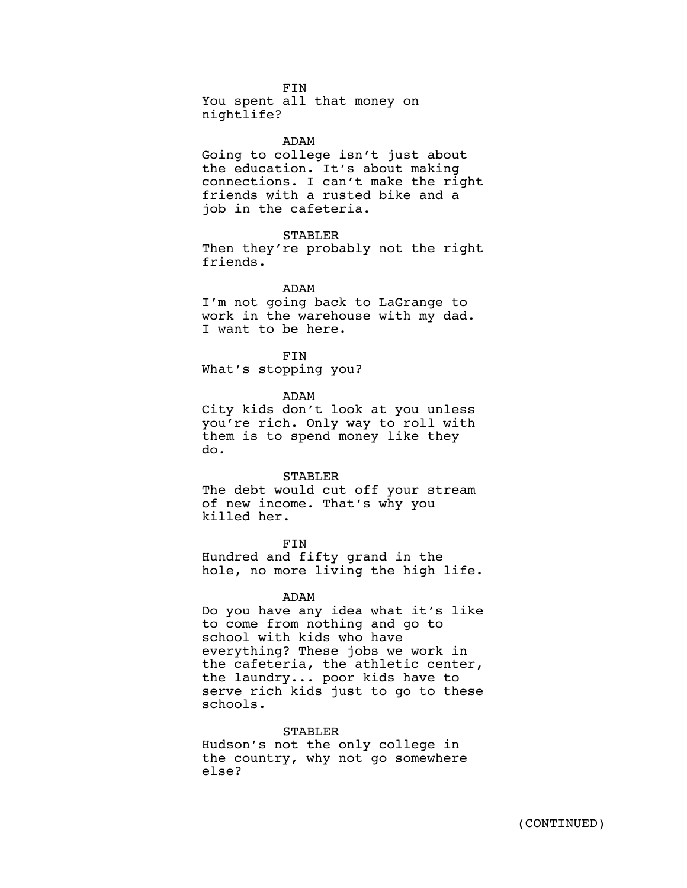FIN
You spent all that money on nightlife?

ADAM
Going to college isn't just about the education. It's about making connections. I can't make the right friends with a rusted bike and a job in the cafeteria.

STABLER
Then they're probably not the right friends.

ADAM
I'm not going back to LaGrange to work in the warehouse with my dad. I want to be here.

FIN
What's stopping you?

ADAM
City kids don't look at you unless you're rich. Only way to roll with them is to spend money like they do.

STABLER
The debt would cut off your stream of new income. That's why you killed her.

FIN
Hundred and fifty grand in the hole, no more living the high life.

ADAM
Do you have any idea what it's like to come from nothing and go to school with kids who have everything? These jobs we work in the cafeteria, the athletic center, the laundry... poor kids have to serve rich kids just to go to these schools.

STABLER
Hudson's not the only college in the country, why not go somewhere else?

(CONTINUED)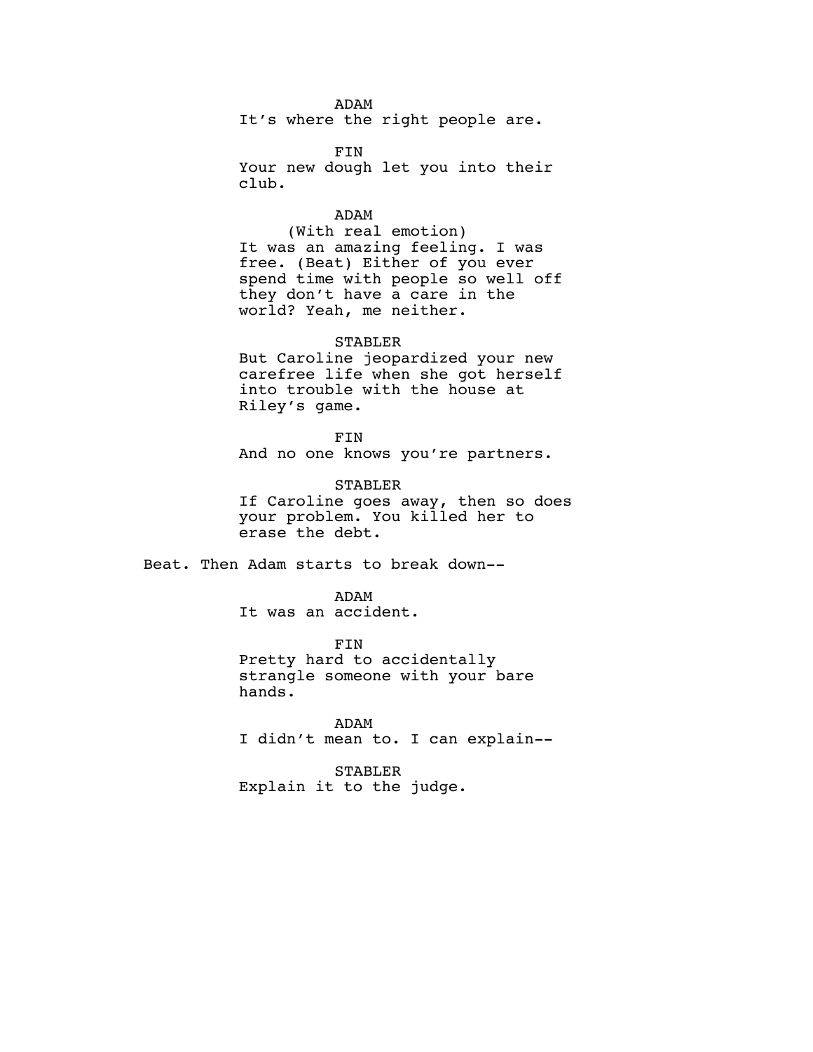ADAM
It's where the right people are.

FIN
Your new dough let you into their club.

ADAM
(With real emotion)
It was an amazing feeling. I was free. (Beat) Either of you ever spend time with people so well off they don't have a care in the world? Yeah, me neither.

STABLER
But Caroline jeopardized your new carefree life when she got herself into trouble with the house at Riley's game.

FIN
And no one knows you're partners.

STABLER
If Caroline goes away, then so does your problem. You killed her to erase the debt.

Beat. Then Adam starts to break down--

ADAM
It was an accident.

FIN
Pretty hard to accidentally strangle someone with your bare hands.

ADAM
I didn't mean to. I can explain--

STABLER
Explain it to the judge.